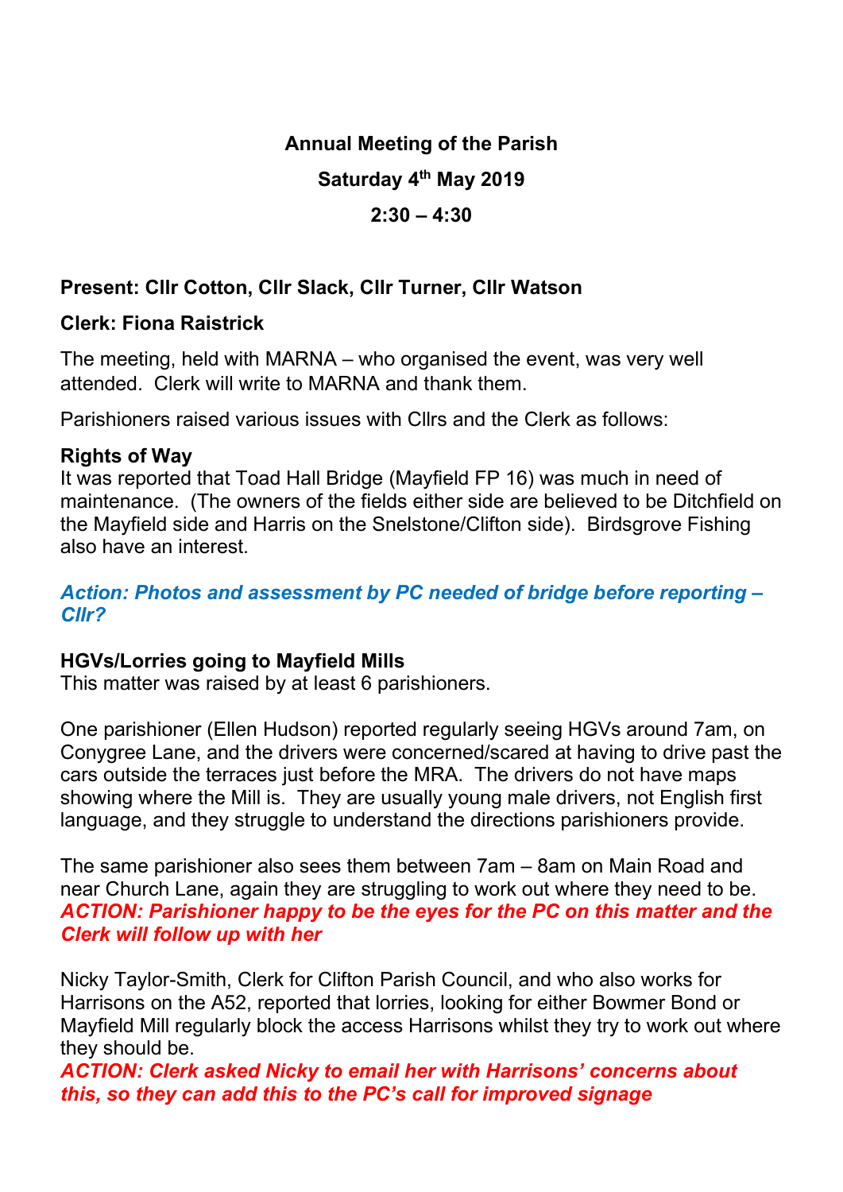# Annual Meeting of the Parish

## Saturday 4th May 2019

## 2:30 – 4:30

**Present: Cllr Cotton, Cllr Slack, Cllr Turner, Cllr Watson**

**Clerk: Fiona Raistrick**

The meeting, held with MARNA – who organised the event, was very well attended. Clerk will write to MARNA and thank them.

Parishioners raised various issues with Cllrs and the Clerk as follows:

**Rights of Way**
It was reported that Toad Hall Bridge (Mayfield FP 16) was much in need of maintenance. (The owners of the fields either side are believed to be Ditchfield on the Mayfield side and Harris on the Snelstone/Clifton side). Birdsgrove Fishing also have an interest.

***Action: Photos and assessment by PC needed of bridge before reporting – Cllr?***

**HGVs/Lorries going to Mayfield Mills**
This matter was raised by at least 6 parishioners.

One parishioner (Ellen Hudson) reported regularly seeing HGVs around 7am, on Conygree Lane, and the drivers were concerned/scared at having to drive past the cars outside the terraces just before the MRA. The drivers do not have maps showing where the Mill is. They are usually young male drivers, not English first language, and they struggle to understand the directions parishioners provide.

The same parishioner also sees them between 7am – 8am on Main Road and near Church Lane, again they are struggling to work out where they need to be.
***ACTION: Parishioner happy to be the eyes for the PC on this matter and the Clerk will follow up with her***

Nicky Taylor-Smith, Clerk for Clifton Parish Council, and who also works for Harrisons on the A52, reported that lorries, looking for either Bowmer Bond or Mayfield Mill regularly block the access Harrisons whilst they try to work out where they should be.
***ACTION: Clerk asked Nicky to email her with Harrisons' concerns about this, so they can add this to the PC's call for improved signage***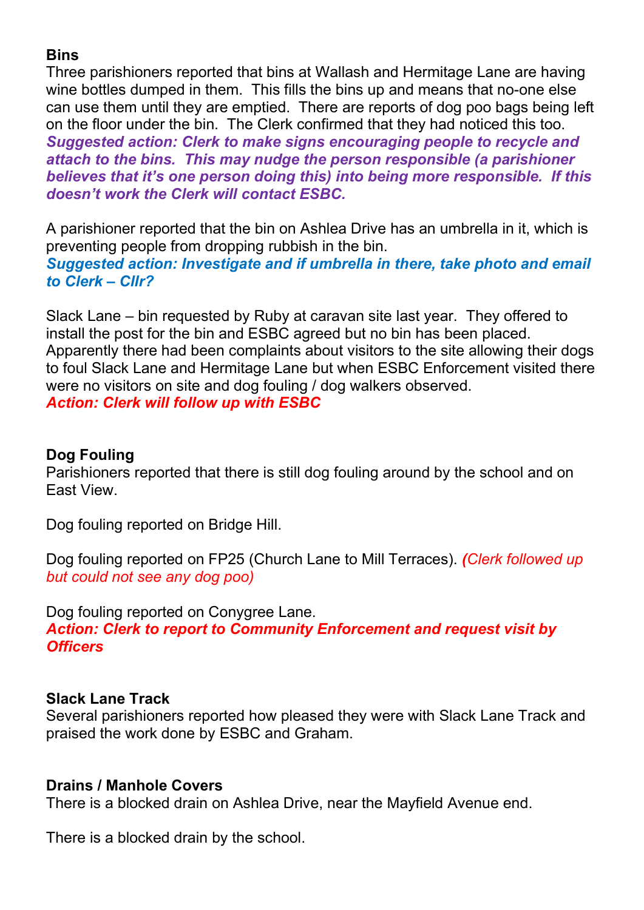**Bins**

Three parishioners reported that bins at Wallash and Hermitage Lane are having wine bottles dumped in them. This fills the bins up and means that no-one else can use them until they are emptied. There are reports of dog poo bags being left on the floor under the bin. The Clerk confirmed that they had noticed this too.
***Suggested action: Clerk to make signs encouraging people to recycle and attach to the bins. This may nudge the person responsible (a parishioner believes that it's one person doing this) into being more responsible. If this doesn't work the Clerk will contact ESBC.***

A parishioner reported that the bin on Ashlea Drive has an umbrella in it, which is preventing people from dropping rubbish in the bin.
***Suggested action: Investigate and if umbrella in there, take photo and email to Clerk – Cllr?***

Slack Lane – bin requested by Ruby at caravan site last year. They offered to install the post for the bin and ESBC agreed but no bin has been placed. Apparently there had been complaints about visitors to the site allowing their dogs to foul Slack Lane and Hermitage Lane but when ESBC Enforcement visited there were no visitors on site and dog fouling / dog walkers observed.
***Action: Clerk will follow up with ESBC***

**Dog Fouling**

Parishioners reported that there is still dog fouling around by the school and on East View.

Dog fouling reported on Bridge Hill.

Dog fouling reported on FP25 (Church Lane to Mill Terraces). *(Clerk followed up but could not see any dog poo)*

Dog fouling reported on Conygree Lane.
***Action: Clerk to report to Community Enforcement and request visit by Officers***

**Slack Lane Track**

Several parishioners reported how pleased they were with Slack Lane Track and praised the work done by ESBC and Graham.

**Drains / Manhole Covers**

There is a blocked drain on Ashlea Drive, near the Mayfield Avenue end.

There is a blocked drain by the school.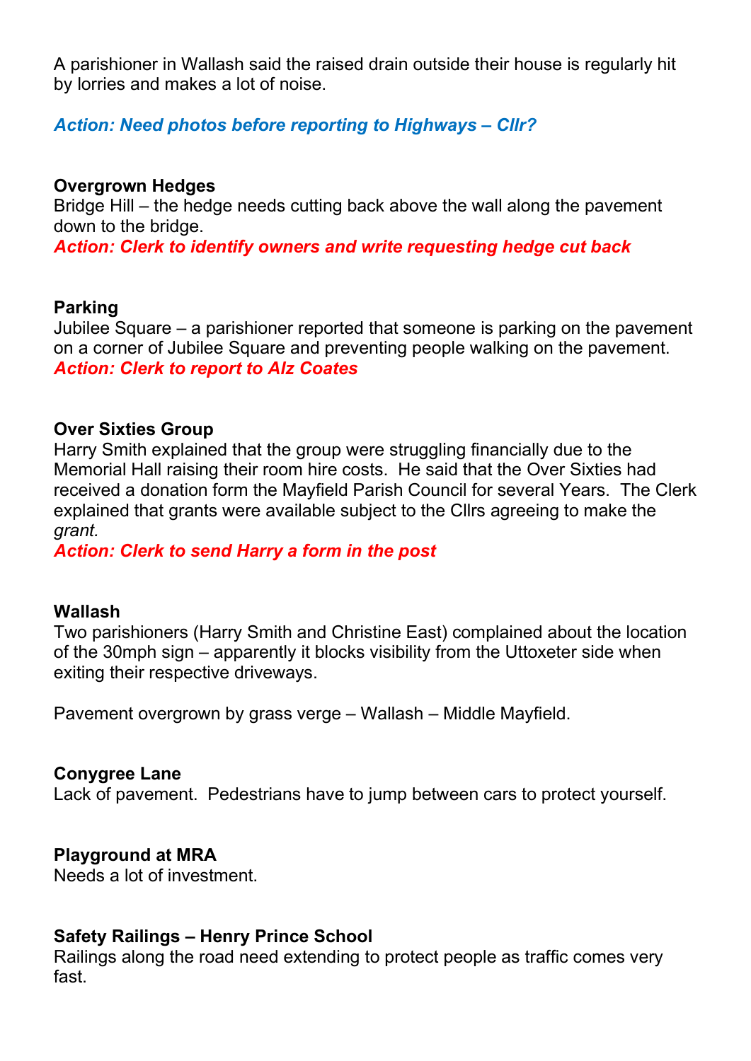A parishioner in Wallash said the raised drain outside their house is regularly hit by lorries and makes a lot of noise.

***Action: Need photos before reporting to Highways – Cllr?***

**Overgrown Hedges**
Bridge Hill – the hedge needs cutting back above the wall along the pavement down to the bridge.
***Action: Clerk to identify owners and write requesting hedge cut back***

**Parking**
Jubilee Square – a parishioner reported that someone is parking on the pavement on a corner of Jubilee Square and preventing people walking on the pavement.
***Action: Clerk to report to Alz Coates***

**Over Sixties Group**
Harry Smith explained that the group were struggling financially due to the Memorial Hall raising their room hire costs. He said that the Over Sixties had received a donation form the Mayfield Parish Council for several Years. The Clerk explained that grants were available subject to the Cllrs agreeing to make the *grant.*
***Action: Clerk to send Harry a form in the post***

**Wallash**
Two parishioners (Harry Smith and Christine East) complained about the location of the 30mph sign – apparently it blocks visibility from the Uttoxeter side when exiting their respective driveways.

Pavement overgrown by grass verge – Wallash – Middle Mayfield.

**Conygree Lane**
Lack of pavement. Pedestrians have to jump between cars to protect yourself.

**Playground at MRA**
Needs a lot of investment.

**Safety Railings – Henry Prince School**
Railings along the road need extending to protect people as traffic comes very fast.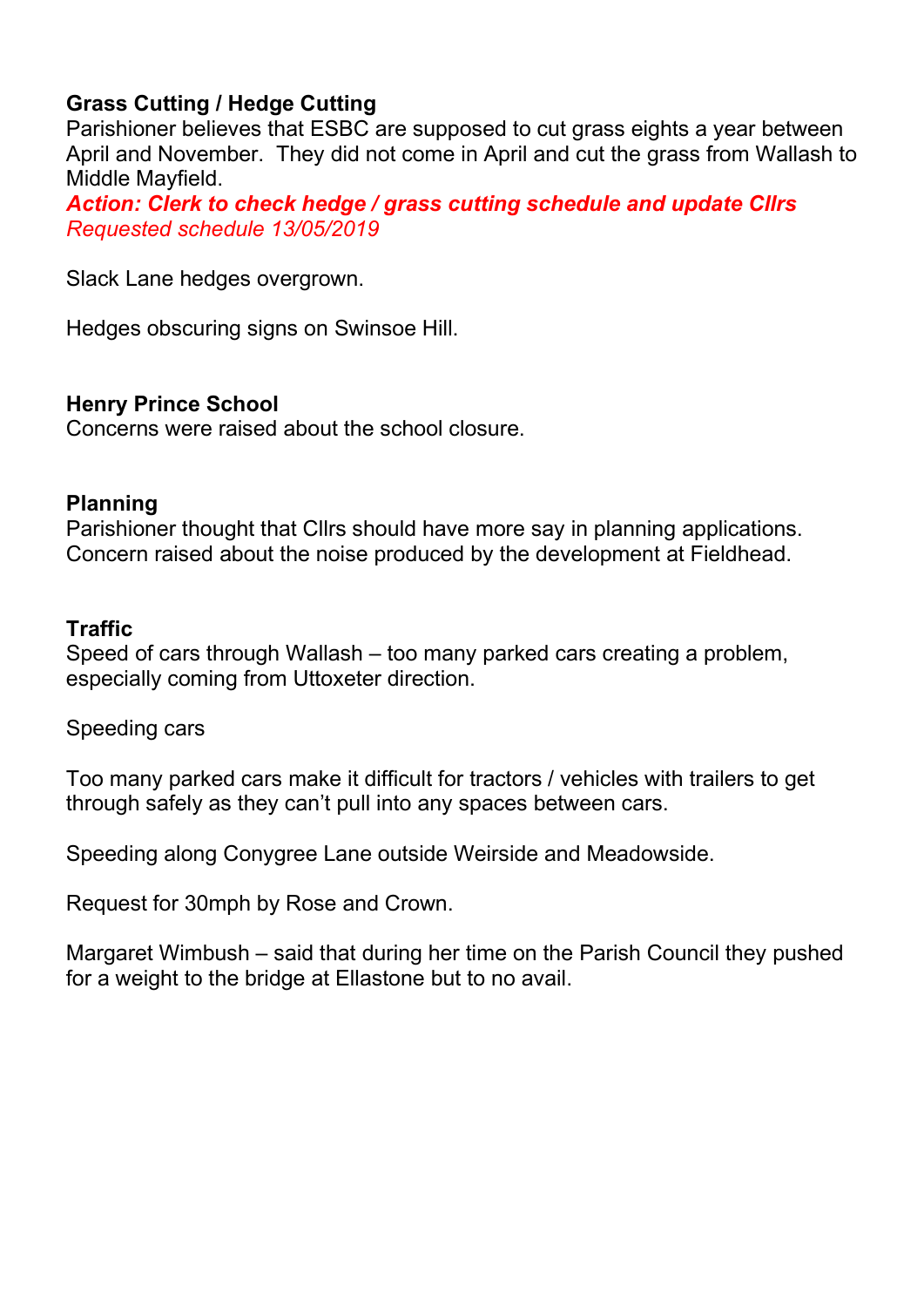**Grass Cutting / Hedge Cutting**

Parishioner believes that ESBC are supposed to cut grass eights a year between April and November. They did not come in April and cut the grass from Wallash to Middle Mayfield.

***Action: Clerk to check hedge / grass cutting schedule and update Cllrs***
*Requested schedule 13/05/2019*

Slack Lane hedges overgrown.

Hedges obscuring signs on Swinsoe Hill.

**Henry Prince School**

Concerns were raised about the school closure.

**Planning**

Parishioner thought that Cllrs should have more say in planning applications. Concern raised about the noise produced by the development at Fieldhead.

**Traffic**

Speed of cars through Wallash – too many parked cars creating a problem, especially coming from Uttoxeter direction.

Speeding cars

Too many parked cars make it difficult for tractors / vehicles with trailers to get through safely as they can't pull into any spaces between cars.

Speeding along Conygree Lane outside Weirside and Meadowside.

Request for 30mph by Rose and Crown.

Margaret Wimbush – said that during her time on the Parish Council they pushed for a weight to the bridge at Ellastone but to no avail.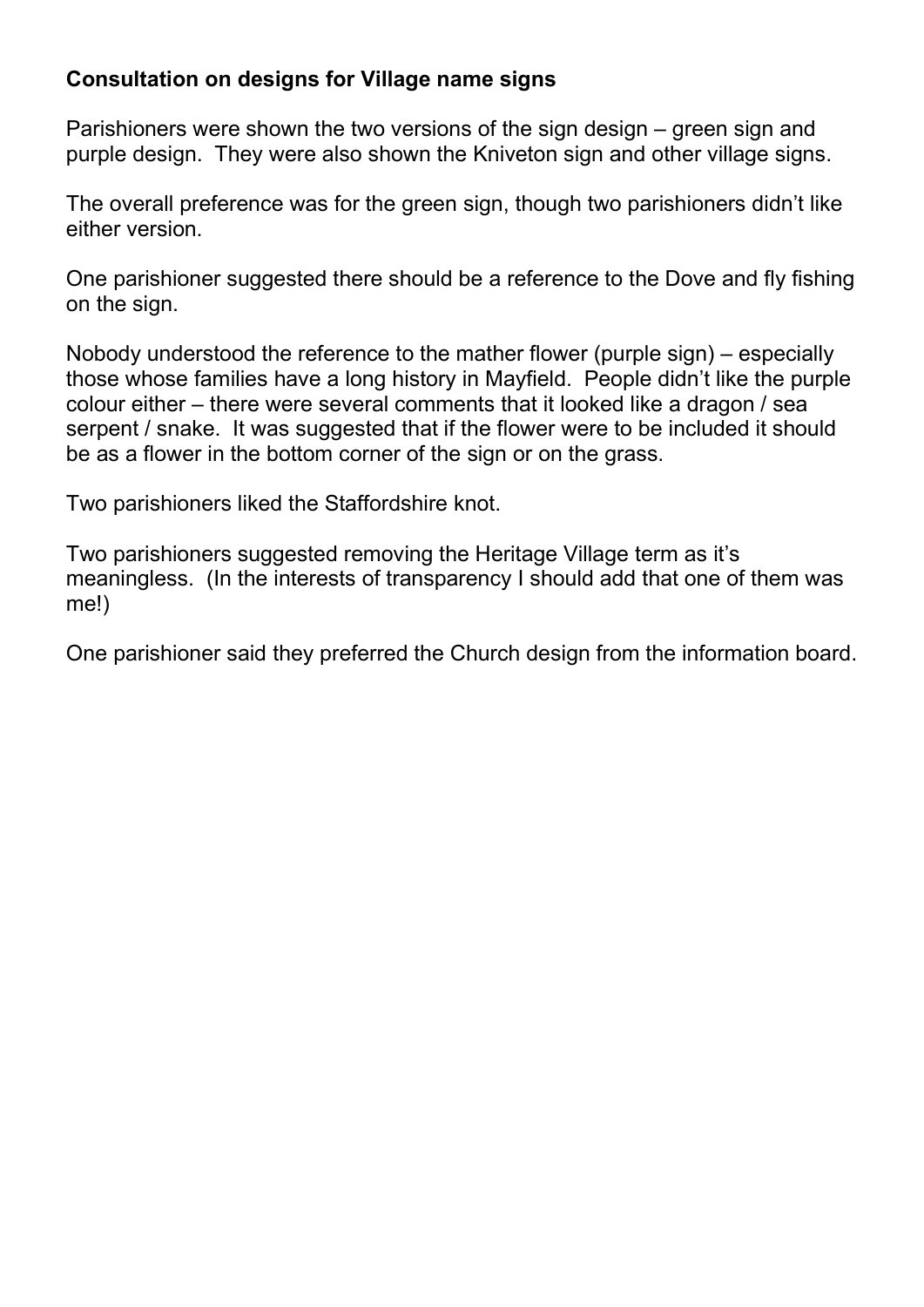**Consultation on designs for Village name signs**

Parishioners were shown the two versions of the sign design – green sign and purple design. They were also shown the Kniveton sign and other village signs.

The overall preference was for the green sign, though two parishioners didn't like either version.

One parishioner suggested there should be a reference to the Dove and fly fishing on the sign.

Nobody understood the reference to the mather flower (purple sign) – especially those whose families have a long history in Mayfield. People didn't like the purple colour either – there were several comments that it looked like a dragon / sea serpent / snake. It was suggested that if the flower were to be included it should be as a flower in the bottom corner of the sign or on the grass.

Two parishioners liked the Staffordshire knot.

Two parishioners suggested removing the Heritage Village term as it's meaningless. (In the interests of transparency I should add that one of them was me!)

One parishioner said they preferred the Church design from the information board.